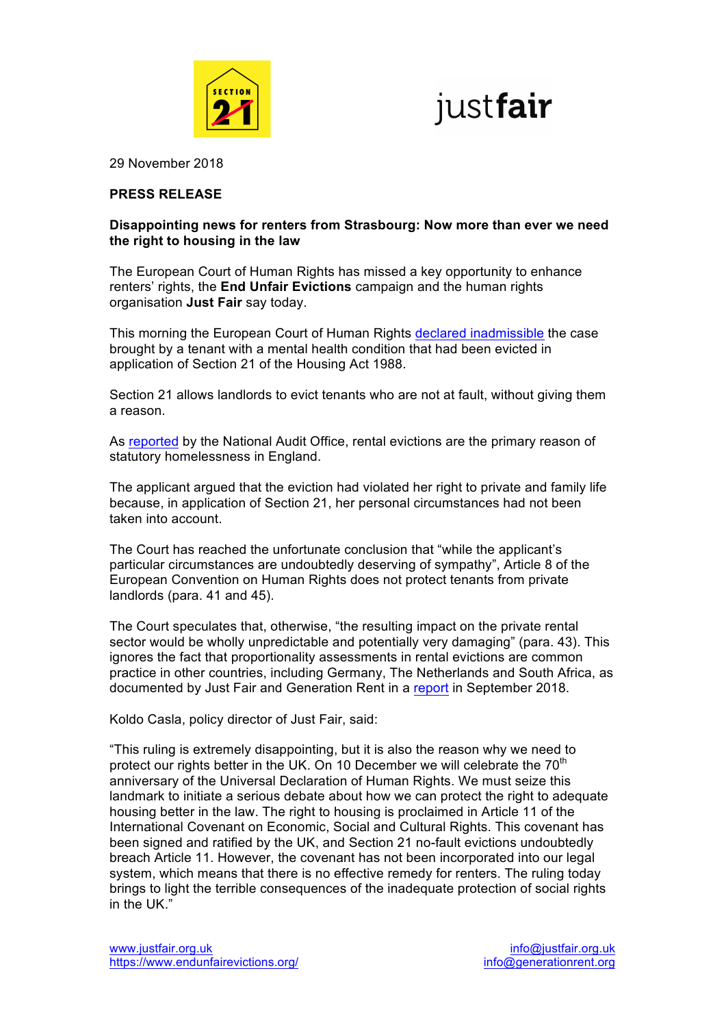29 November 2018

**PRESS RELEASE**

**Disappointing news for renters from Strasbourg: Now more than ever we need the right to housing in the law**

The European Court of Human Rights has missed a key opportunity to enhance renters' rights, the **End Unfair Evictions** campaign and the human rights organisation **Just Fair** say today.

This morning the European Court of Human Rights declared inadmissible the case brought by a tenant with a mental health condition that had been evicted in application of Section 21 of the Housing Act 1988.

Section 21 allows landlords to evict tenants who are not at fault, without giving them a reason.

As reported by the National Audit Office, rental evictions are the primary reason of statutory homelessness in England.

The applicant argued that the eviction had violated her right to private and family life because, in application of Section 21, her personal circumstances had not been taken into account.

The Court has reached the unfortunate conclusion that "while the applicant's particular circumstances are undoubtedly deserving of sympathy", Article 8 of the European Convention on Human Rights does not protect tenants from private landlords (para. 41 and 45).

The Court speculates that, otherwise, "the resulting impact on the private rental sector would be wholly unpredictable and potentially very damaging" (para. 43). This ignores the fact that proportionality assessments in rental evictions are common practice in other countries, including Germany, The Netherlands and South Africa, as documented by Just Fair and Generation Rent in a report in September 2018.

Koldo Casla, policy director of Just Fair, said:

"This ruling is extremely disappointing, but it is also the reason why we need to protect our rights better in the UK. On 10 December we will celebrate the 70th anniversary of the Universal Declaration of Human Rights. We must seize this landmark to initiate a serious debate about how we can protect the right to adequate housing better in the law. The right to housing is proclaimed in Article 11 of the International Covenant on Economic, Social and Cultural Rights. This covenant has been signed and ratified by the UK, and Section 21 no-fault evictions undoubtedly breach Article 11. However, the covenant has not been incorporated into our legal system, which means that there is no effective remedy for renters. The ruling today brings to light the terrible consequences of the inadequate protection of social rights in the UK."

www.justfair.org.uk
https://www.endunfairevictions.org/

info@justfair.org.uk
info@generationrent.org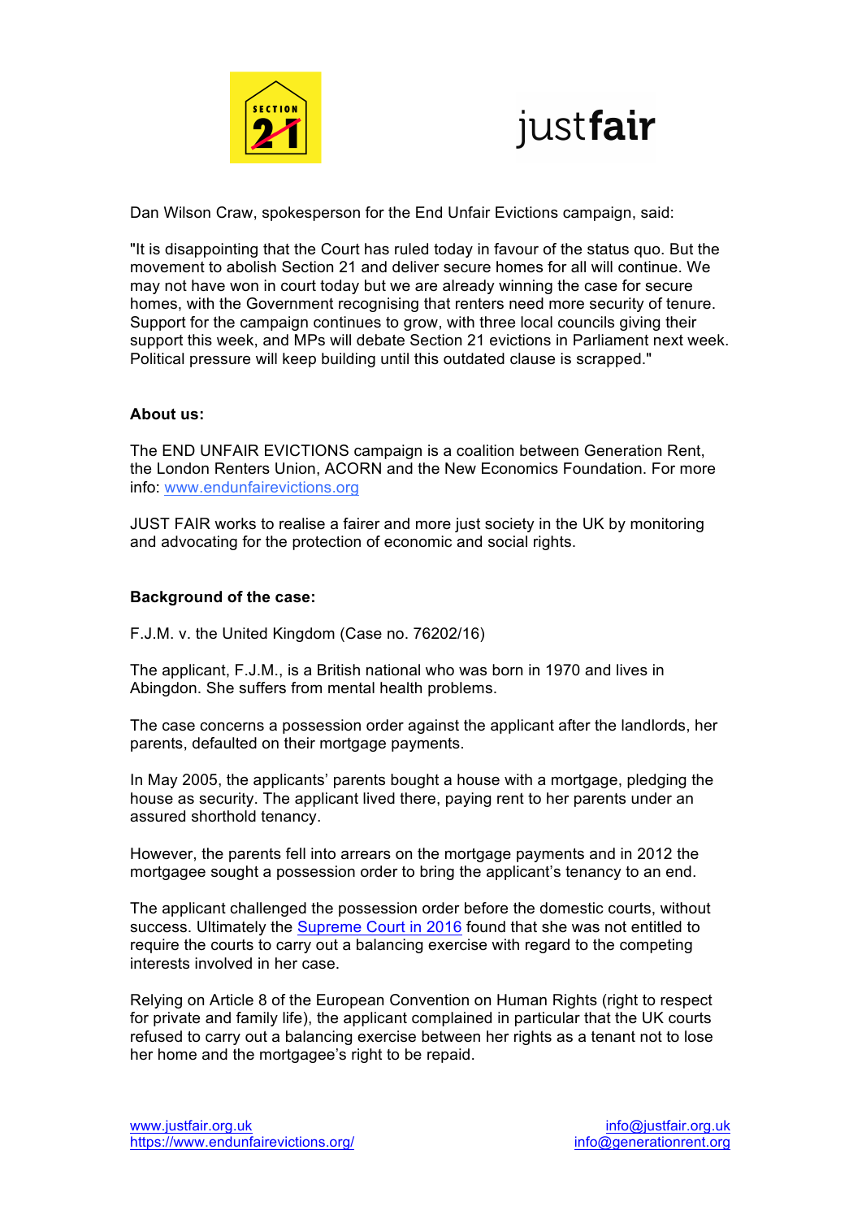Dan Wilson Craw, spokesperson for the End Unfair Evictions campaign, said:

"It is disappointing that the Court has ruled today in favour of the status quo. But the movement to abolish Section 21 and deliver secure homes for all will continue. We may not have won in court today but we are already winning the case for secure homes, with the Government recognising that renters need more security of tenure. Support for the campaign continues to grow, with three local councils giving their support this week, and MPs will debate Section 21 evictions in Parliament next week. Political pressure will keep building until this outdated clause is scrapped."

**About us:**

The END UNFAIR EVICTIONS campaign is a coalition between Generation Rent, the London Renters Union, ACORN and the New Economics Foundation. For more info: [www.endunfairevictions.org](http://www.endunfairevictions.org)

JUST FAIR works to realise a fairer and more just society in the UK by monitoring and advocating for the protection of economic and social rights.

**Background of the case:**

F.J.M. v. the United Kingdom (Case no. 76202/16)

The applicant, F.J.M., is a British national who was born in 1970 and lives in Abingdon. She suffers from mental health problems.

The case concerns a possession order against the applicant after the landlords, her parents, defaulted on their mortgage payments.

In May 2005, the applicants' parents bought a house with a mortgage, pledging the house as security. The applicant lived there, paying rent to her parents under an assured shorthold tenancy.

However, the parents fell into arrears on the mortgage payments and in 2012 the mortgagee sought a possession order to bring the applicant's tenancy to an end.

The applicant challenged the possession order before the domestic courts, without success. Ultimately the Supreme Court in 2016 found that she was not entitled to require the courts to carry out a balancing exercise with regard to the competing interests involved in her case.

Relying on Article 8 of the European Convention on Human Rights (right to respect for private and family life), the applicant complained in particular that the UK courts refused to carry out a balancing exercise between her rights as a tenant not to lose her home and the mortgagee's right to be repaid.

[www.justfair.org.uk](http://www.justfair.org.uk)
[https://www.endunfairevictions.org/](https://www.endunfairevictions.org/)
info@justfair.org.uk
info@generationrent.org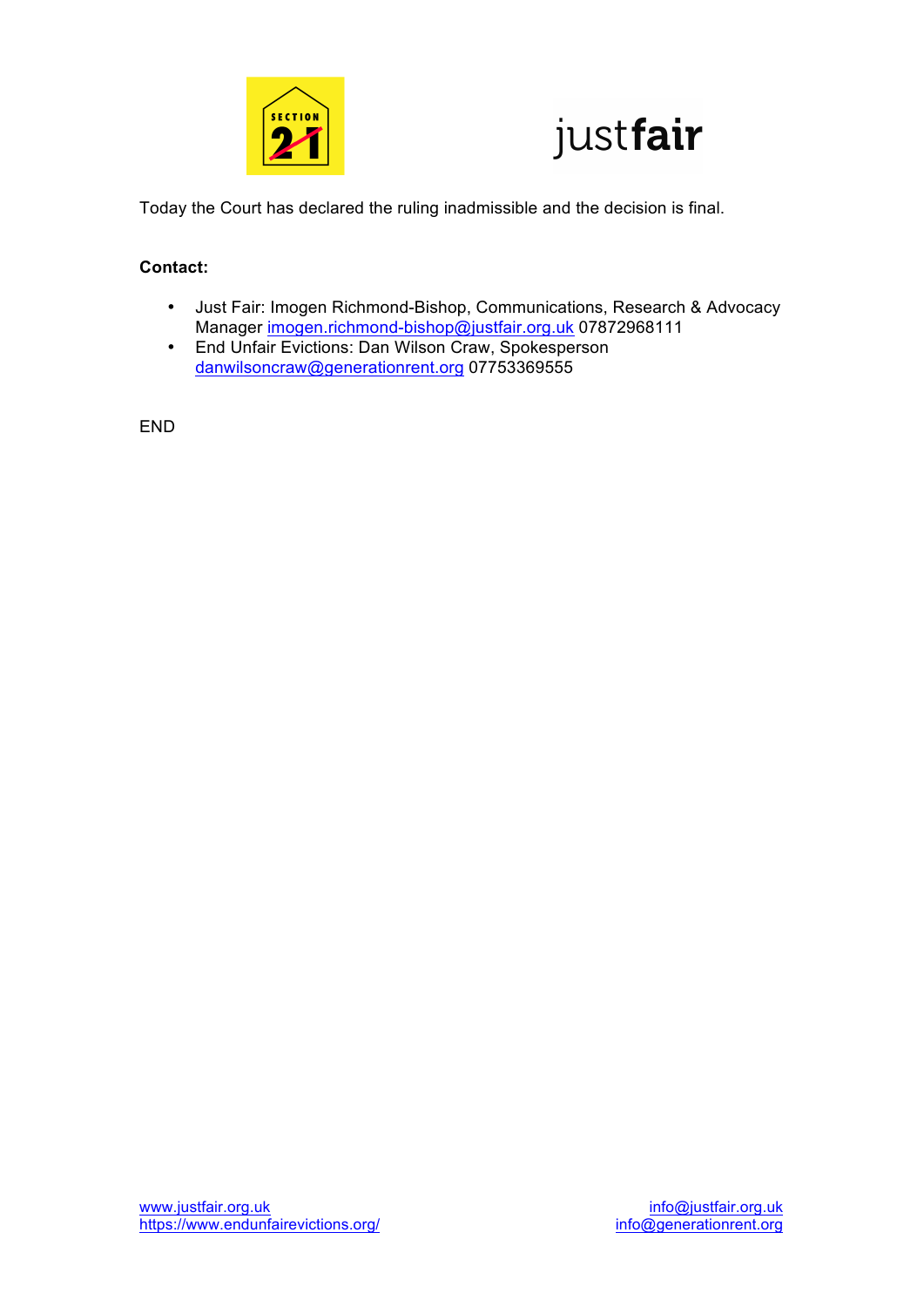Today the Court has declared the ruling inadmissible and the decision is final.

**Contact:**

- Just Fair: Imogen Richmond-Bishop, Communications, Research & Advocacy Manager imogen.richmond-bishop@justfair.org.uk 07872968111
- End Unfair Evictions: Dan Wilson Craw, Spokesperson danwilsoncraw@generationrent.org 07753369555

END

www.justfair.org.uk
https://www.endunfairevictions.org/

info@justfair.org.uk
info@generationrent.org